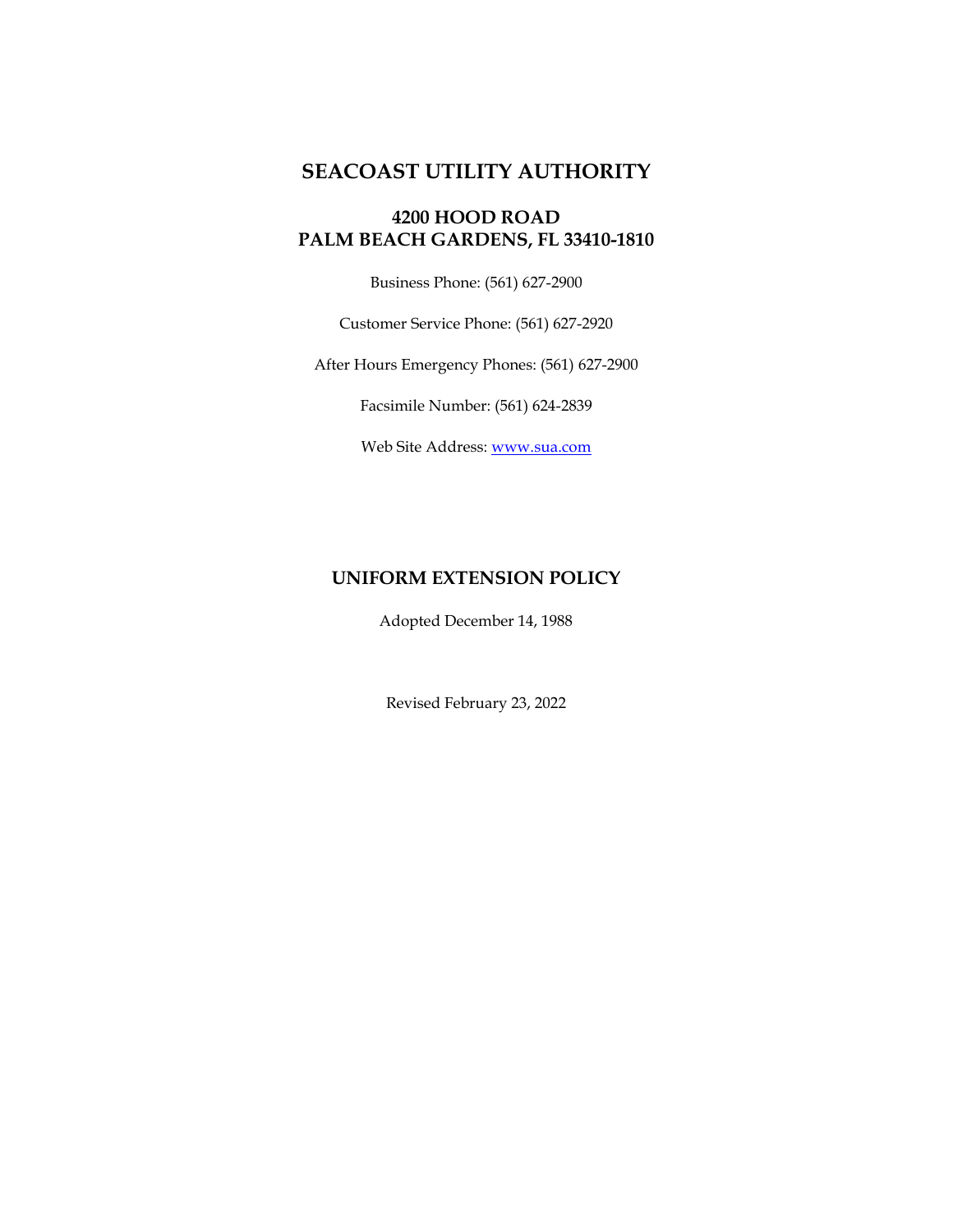# SEACOAST UTILITY AUTHORITY

## 4200 HOOD ROAD
## PALM BEACH GARDENS, FL 33410-1810

Business Phone: (561) 627-2900

Customer Service Phone: (561) 627-2920

After Hours Emergency Phones: (561) 627-2900

Facsimile Number: (561) 624-2839

Web Site Address: www.sua.com

## UNIFORM EXTENSION POLICY

Adopted December 14, 1988

Revised February 23, 2022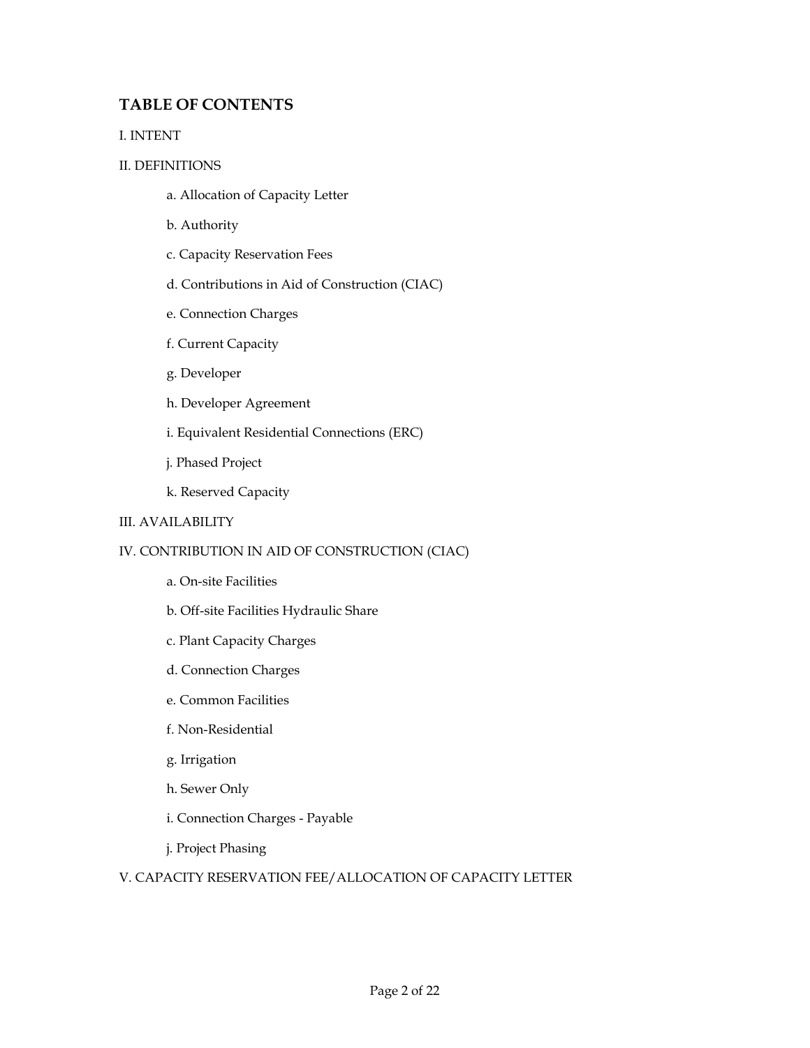## TABLE OF CONTENTS

I. INTENT

II. DEFINITIONS

- a. Allocation of Capacity Letter
- b. Authority
- c. Capacity Reservation Fees
- d. Contributions in Aid of Construction (CIAC)
- e. Connection Charges
- f. Current Capacity
- g. Developer
- h. Developer Agreement
- i. Equivalent Residential Connections (ERC)
- j. Phased Project
- k. Reserved Capacity

III. AVAILABILITY

IV. CONTRIBUTION IN AID OF CONSTRUCTION (CIAC)

- a. On-site Facilities
- b. Off-site Facilities Hydraulic Share
- c. Plant Capacity Charges
- d. Connection Charges
- e. Common Facilities
- f. Non-Residential
- g. Irrigation
- h. Sewer Only
- i. Connection Charges - Payable
- j. Project Phasing

V. CAPACITY RESERVATION FEE/ALLOCATION OF CAPACITY LETTER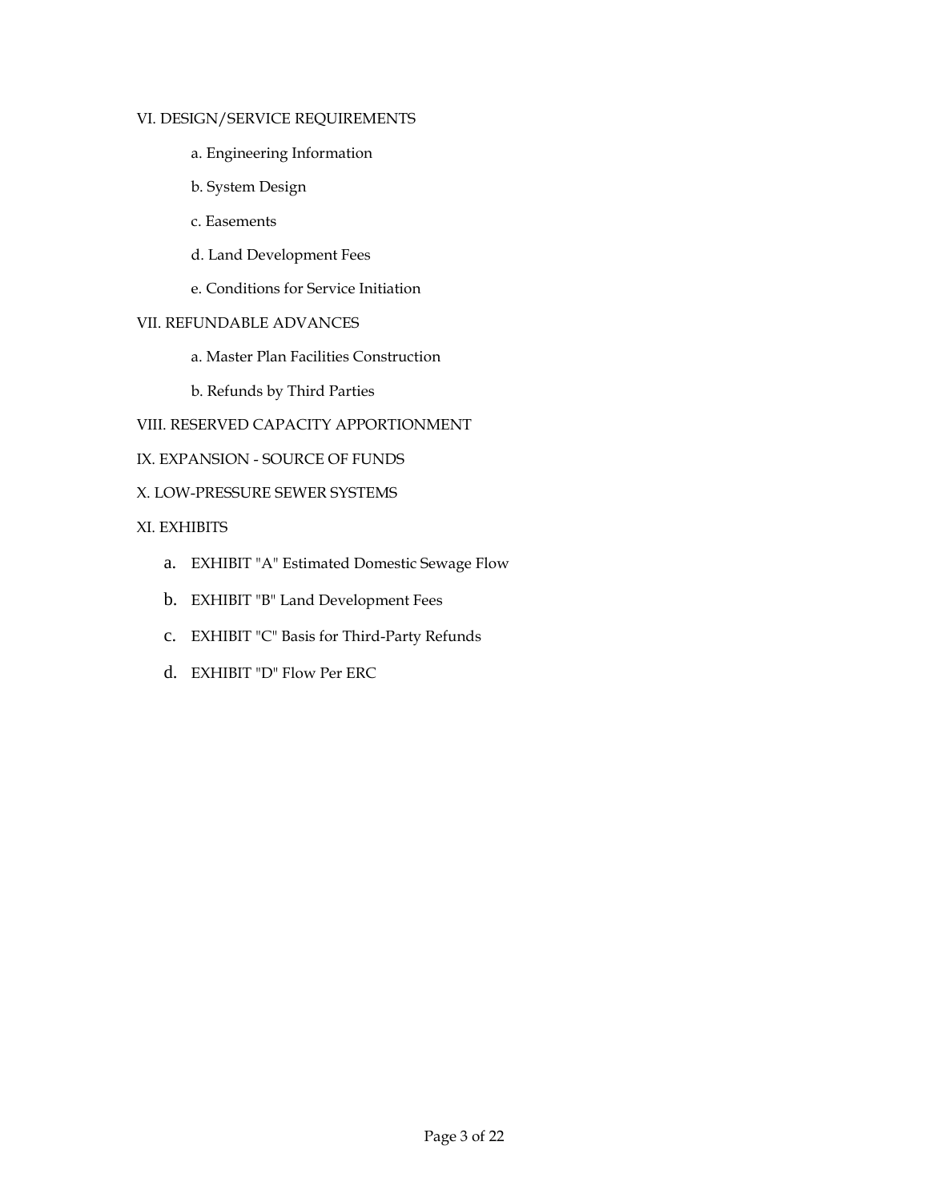VI. DESIGN/SERVICE REQUIREMENTS

- a. Engineering Information
- b. System Design
- c. Easements
- d. Land Development Fees
- e. Conditions for Service Initiation

VII. REFUNDABLE ADVANCES

- a. Master Plan Facilities Construction
- b. Refunds by Third Parties

VIII. RESERVED CAPACITY APPORTIONMENT

IX. EXPANSION - SOURCE OF FUNDS

X. LOW-PRESSURE SEWER SYSTEMS

XI. EXHIBITS

- a. EXHIBIT "A" Estimated Domestic Sewage Flow
- b. EXHIBIT "B" Land Development Fees
- c. EXHIBIT "C" Basis for Third-Party Refunds
- d. EXHIBIT "D" Flow Per ERC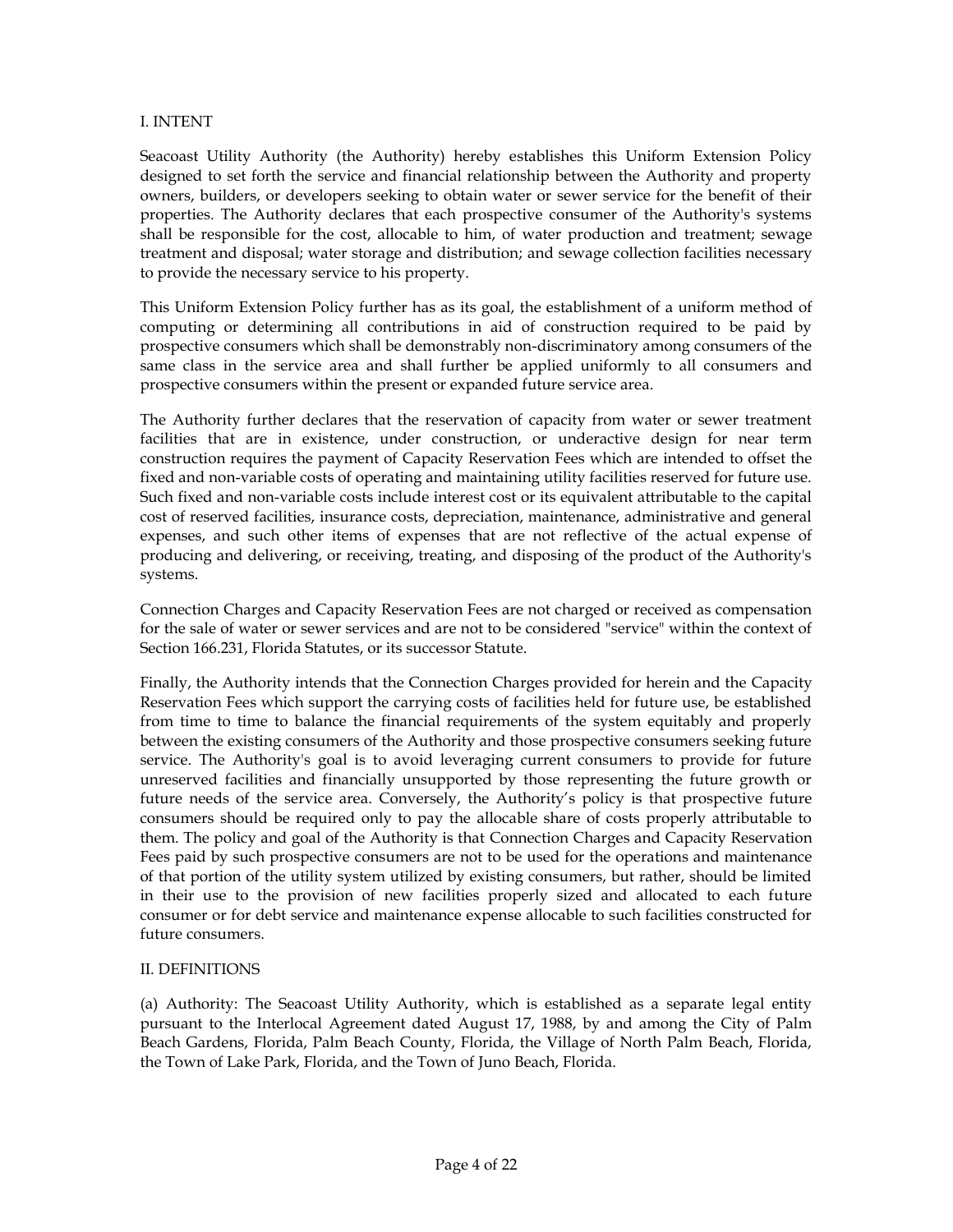## I. INTENT

Seacoast Utility Authority (the Authority) hereby establishes this Uniform Extension Policy designed to set forth the service and financial relationship between the Authority and property owners, builders, or developers seeking to obtain water or sewer service for the benefit of their properties. The Authority declares that each prospective consumer of the Authority's systems shall be responsible for the cost, allocable to him, of water production and treatment; sewage treatment and disposal; water storage and distribution; and sewage collection facilities necessary to provide the necessary service to his property.

This Uniform Extension Policy further has as its goal, the establishment of a uniform method of computing or determining all contributions in aid of construction required to be paid by prospective consumers which shall be demonstrably non-discriminatory among consumers of the same class in the service area and shall further be applied uniformly to all consumers and prospective consumers within the present or expanded future service area.

The Authority further declares that the reservation of capacity from water or sewer treatment facilities that are in existence, under construction, or underactive design for near term construction requires the payment of Capacity Reservation Fees which are intended to offset the fixed and non-variable costs of operating and maintaining utility facilities reserved for future use. Such fixed and non-variable costs include interest cost or its equivalent attributable to the capital cost of reserved facilities, insurance costs, depreciation, maintenance, administrative and general expenses, and such other items of expenses that are not reflective of the actual expense of producing and delivering, or receiving, treating, and disposing of the product of the Authority's systems.

Connection Charges and Capacity Reservation Fees are not charged or received as compensation for the sale of water or sewer services and are not to be considered "service" within the context of Section 166.231, Florida Statutes, or its successor Statute.

Finally, the Authority intends that the Connection Charges provided for herein and the Capacity Reservation Fees which support the carrying costs of facilities held for future use, be established from time to time to balance the financial requirements of the system equitably and properly between the existing consumers of the Authority and those prospective consumers seeking future service. The Authority's goal is to avoid leveraging current consumers to provide for future unreserved facilities and financially unsupported by those representing the future growth or future needs of the service area. Conversely, the Authority's policy is that prospective future consumers should be required only to pay the allocable share of costs properly attributable to them. The policy and goal of the Authority is that Connection Charges and Capacity Reservation Fees paid by such prospective consumers are not to be used for the operations and maintenance of that portion of the utility system utilized by existing consumers, but rather, should be limited in their use to the provision of new facilities properly sized and allocated to each future consumer or for debt service and maintenance expense allocable to such facilities constructed for future consumers.

## II. DEFINITIONS

(a) Authority: The Seacoast Utility Authority, which is established as a separate legal entity pursuant to the Interlocal Agreement dated August 17, 1988, by and among the City of Palm Beach Gardens, Florida, Palm Beach County, Florida, the Village of North Palm Beach, Florida, the Town of Lake Park, Florida, and the Town of Juno Beach, Florida.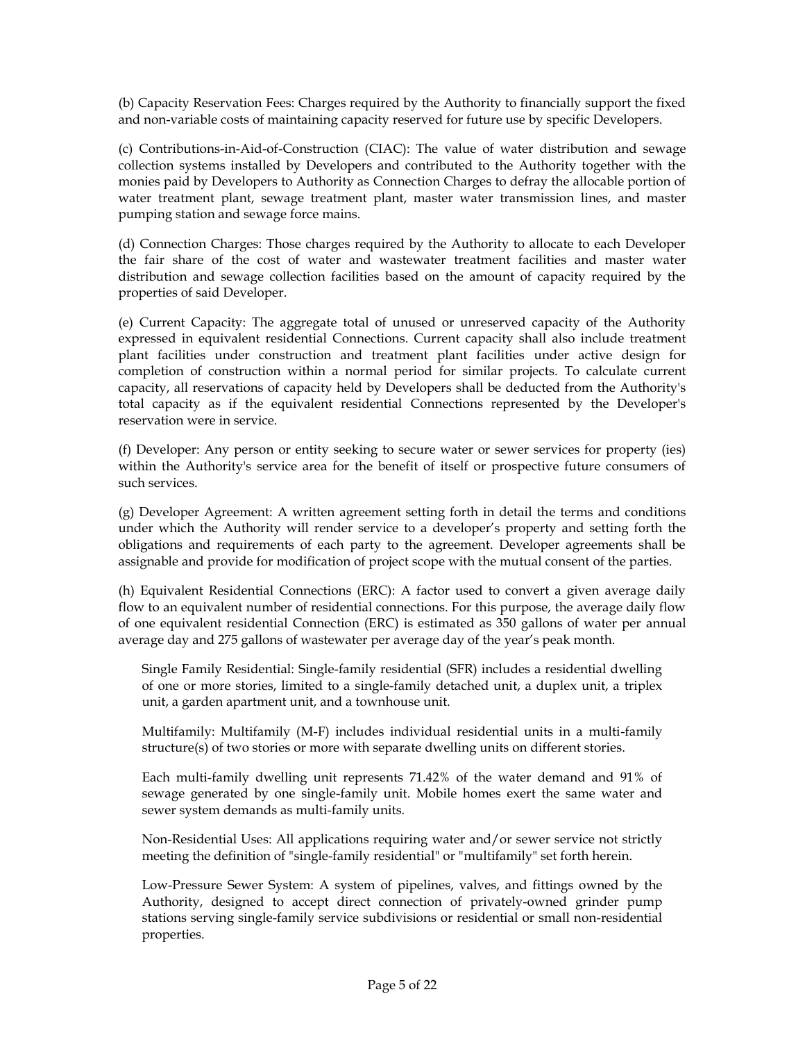(b) Capacity Reservation Fees: Charges required by the Authority to financially support the fixed and non-variable costs of maintaining capacity reserved for future use by specific Developers.

(c) Contributions-in-Aid-of-Construction (CIAC): The value of water distribution and sewage collection systems installed by Developers and contributed to the Authority together with the monies paid by Developers to Authority as Connection Charges to defray the allocable portion of water treatment plant, sewage treatment plant, master water transmission lines, and master pumping station and sewage force mains.

(d) Connection Charges: Those charges required by the Authority to allocate to each Developer the fair share of the cost of water and wastewater treatment facilities and master water distribution and sewage collection facilities based on the amount of capacity required by the properties of said Developer.

(e) Current Capacity: The aggregate total of unused or unreserved capacity of the Authority expressed in equivalent residential Connections. Current capacity shall also include treatment plant facilities under construction and treatment plant facilities under active design for completion of construction within a normal period for similar projects. To calculate current capacity, all reservations of capacity held by Developers shall be deducted from the Authority's total capacity as if the equivalent residential Connections represented by the Developer's reservation were in service.

(f) Developer: Any person or entity seeking to secure water or sewer services for property (ies) within the Authority's service area for the benefit of itself or prospective future consumers of such services.

(g) Developer Agreement: A written agreement setting forth in detail the terms and conditions under which the Authority will render service to a developer's property and setting forth the obligations and requirements of each party to the agreement. Developer agreements shall be assignable and provide for modification of project scope with the mutual consent of the parties.

(h) Equivalent Residential Connections (ERC): A factor used to convert a given average daily flow to an equivalent number of residential connections. For this purpose, the average daily flow of one equivalent residential Connection (ERC) is estimated as 350 gallons of water per annual average day and 275 gallons of wastewater per average day of the year's peak month.

Single Family Residential: Single-family residential (SFR) includes a residential dwelling of one or more stories, limited to a single-family detached unit, a duplex unit, a triplex unit, a garden apartment unit, and a townhouse unit.

Multifamily: Multifamily (M-F) includes individual residential units in a multi-family structure(s) of two stories or more with separate dwelling units on different stories.

Each multi-family dwelling unit represents 71.42% of the water demand and 91% of sewage generated by one single-family unit. Mobile homes exert the same water and sewer system demands as multi-family units.

Non-Residential Uses: All applications requiring water and/or sewer service not strictly meeting the definition of "single-family residential" or "multifamily" set forth herein.

Low-Pressure Sewer System: A system of pipelines, valves, and fittings owned by the Authority, designed to accept direct connection of privately-owned grinder pump stations serving single-family service subdivisions or residential or small non-residential properties.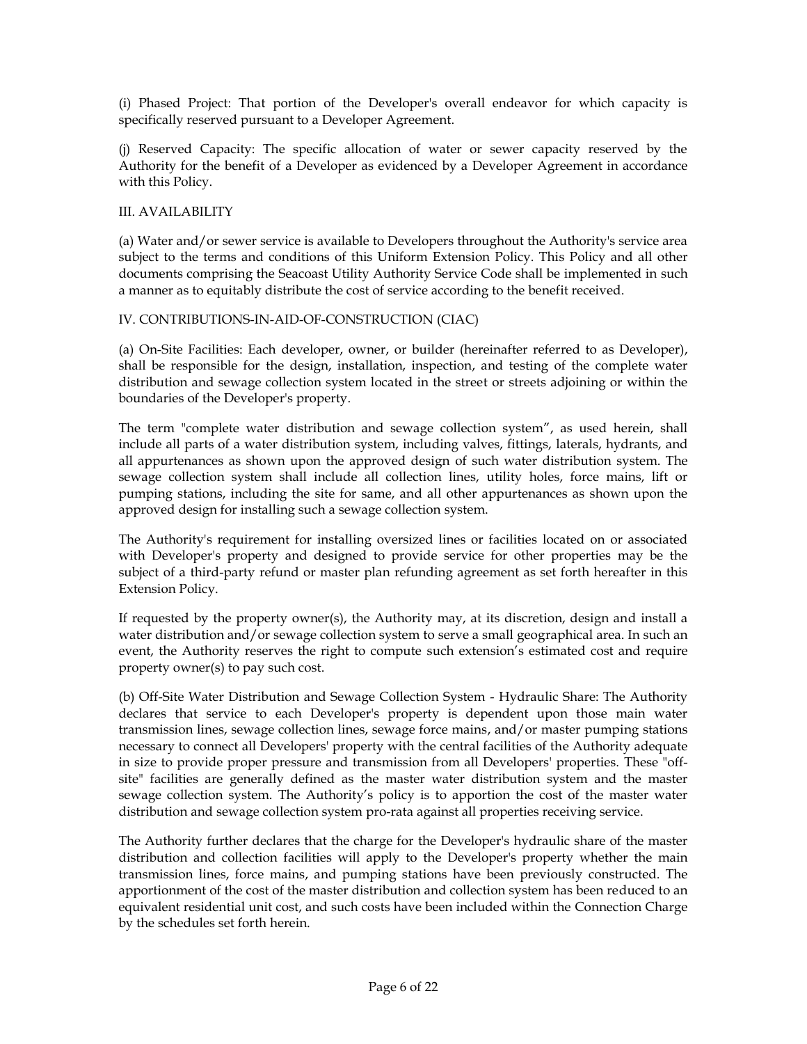(i) Phased Project: That portion of the Developer's overall endeavor for which capacity is specifically reserved pursuant to a Developer Agreement.

(j) Reserved Capacity: The specific allocation of water or sewer capacity reserved by the Authority for the benefit of a Developer as evidenced by a Developer Agreement in accordance with this Policy.

## III. AVAILABILITY

(a) Water and/or sewer service is available to Developers throughout the Authority's service area subject to the terms and conditions of this Uniform Extension Policy. This Policy and all other documents comprising the Seacoast Utility Authority Service Code shall be implemented in such a manner as to equitably distribute the cost of service according to the benefit received.

## IV. CONTRIBUTIONS-IN-AID-OF-CONSTRUCTION (CIAC)

(a) On-Site Facilities: Each developer, owner, or builder (hereinafter referred to as Developer), shall be responsible for the design, installation, inspection, and testing of the complete water distribution and sewage collection system located in the street or streets adjoining or within the boundaries of the Developer's property.

The term "complete water distribution and sewage collection system", as used herein, shall include all parts of a water distribution system, including valves, fittings, laterals, hydrants, and all appurtenances as shown upon the approved design of such water distribution system. The sewage collection system shall include all collection lines, utility holes, force mains, lift or pumping stations, including the site for same, and all other appurtenances as shown upon the approved design for installing such a sewage collection system.

The Authority's requirement for installing oversized lines or facilities located on or associated with Developer's property and designed to provide service for other properties may be the subject of a third-party refund or master plan refunding agreement as set forth hereafter in this Extension Policy.

If requested by the property owner(s), the Authority may, at its discretion, design and install a water distribution and/or sewage collection system to serve a small geographical area. In such an event, the Authority reserves the right to compute such extension's estimated cost and require property owner(s) to pay such cost.

(b) Off-Site Water Distribution and Sewage Collection System - Hydraulic Share: The Authority declares that service to each Developer's property is dependent upon those main water transmission lines, sewage collection lines, sewage force mains, and/or master pumping stations necessary to connect all Developers' property with the central facilities of the Authority adequate in size to provide proper pressure and transmission from all Developers' properties. These "off-site" facilities are generally defined as the master water distribution system and the master sewage collection system. The Authority's policy is to apportion the cost of the master water distribution and sewage collection system pro-rata against all properties receiving service.

The Authority further declares that the charge for the Developer's hydraulic share of the master distribution and collection facilities will apply to the Developer's property whether the main transmission lines, force mains, and pumping stations have been previously constructed. The apportionment of the cost of the master distribution and collection system has been reduced to an equivalent residential unit cost, and such costs have been included within the Connection Charge by the schedules set forth herein.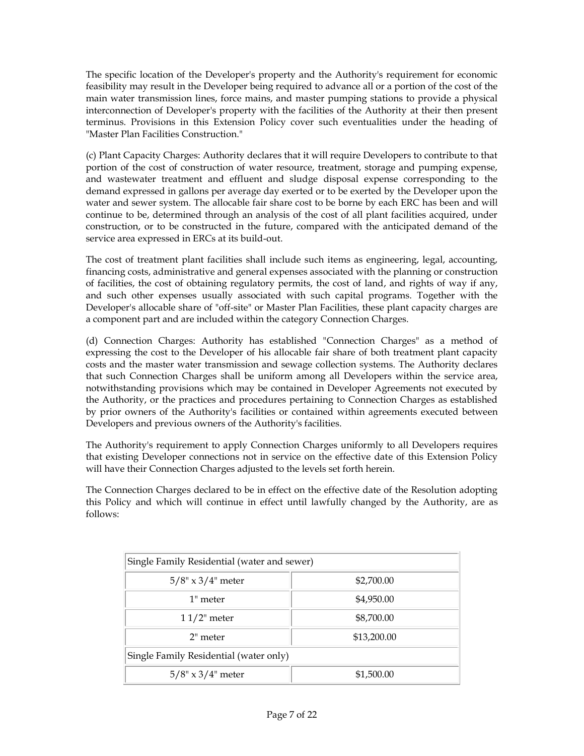The specific location of the Developer's property and the Authority's requirement for economic feasibility may result in the Developer being required to advance all or a portion of the cost of the main water transmission lines, force mains, and master pumping stations to provide a physical interconnection of Developer's property with the facilities of the Authority at their then present terminus. Provisions in this Extension Policy cover such eventualities under the heading of "Master Plan Facilities Construction."

(c) Plant Capacity Charges: Authority declares that it will require Developers to contribute to that portion of the cost of construction of water resource, treatment, storage and pumping expense, and wastewater treatment and effluent and sludge disposal expense corresponding to the demand expressed in gallons per average day exerted or to be exerted by the Developer upon the water and sewer system. The allocable fair share cost to be borne by each ERC has been and will continue to be, determined through an analysis of the cost of all plant facilities acquired, under construction, or to be constructed in the future, compared with the anticipated demand of the service area expressed in ERCs at its build-out.

The cost of treatment plant facilities shall include such items as engineering, legal, accounting, financing costs, administrative and general expenses associated with the planning or construction of facilities, the cost of obtaining regulatory permits, the cost of land, and rights of way if any, and such other expenses usually associated with such capital programs. Together with the Developer's allocable share of "off-site" or Master Plan Facilities, these plant capacity charges are a component part and are included within the category Connection Charges.

(d) Connection Charges: Authority has established "Connection Charges" as a method of expressing the cost to the Developer of his allocable fair share of both treatment plant capacity costs and the master water transmission and sewage collection systems. The Authority declares that such Connection Charges shall be uniform among all Developers within the service area, notwithstanding provisions which may be contained in Developer Agreements not executed by the Authority, or the practices and procedures pertaining to Connection Charges as established by prior owners of the Authority's facilities or contained within agreements executed between Developers and previous owners of the Authority's facilities.

The Authority's requirement to apply Connection Charges uniformly to all Developers requires that existing Developer connections not in service on the effective date of this Extension Policy will have their Connection Charges adjusted to the levels set forth herein.

The Connection Charges declared to be in effect on the effective date of the Resolution adopting this Policy and which will continue in effect until lawfully changed by the Authority, are as follows:

| Single Family Residential (water and sewer) | |
|---|---|
| 5/8" x 3/4" meter | $2,700.00 |
| 1" meter | $4,950.00 |
| 1 1/2" meter | $8,700.00 |
| 2" meter | $13,200.00 |
| Single Family Residential (water only) | |
| 5/8" x 3/4" meter | $1,500.00 |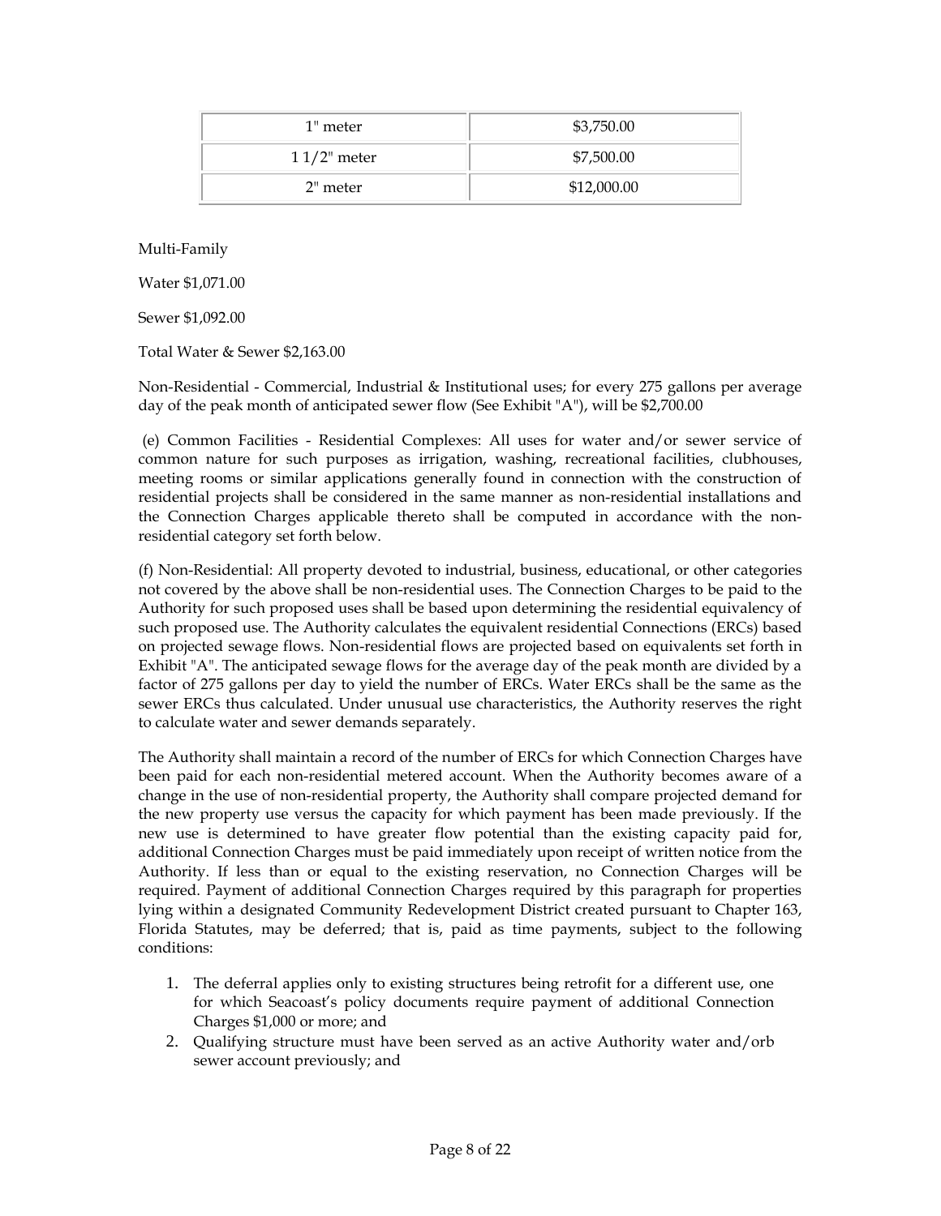| 1" meter | $3,750.00 |
| --- | --- |
| 1 1/2" meter | $7,500.00 |
| 2" meter | $12,000.00 |

Multi-Family

Water $1,071.00

Sewer $1,092.00

Total Water & Sewer $2,163.00

Non-Residential - Commercial, Industrial & Institutional uses; for every 275 gallons per average day of the peak month of anticipated sewer flow (See Exhibit "A"), will be $2,700.00

(e) Common Facilities - Residential Complexes: All uses for water and/or sewer service of common nature for such purposes as irrigation, washing, recreational facilities, clubhouses, meeting rooms or similar applications generally found in connection with the construction of residential projects shall be considered in the same manner as non-residential installations and the Connection Charges applicable thereto shall be computed in accordance with the non-residential category set forth below.

(f) Non-Residential: All property devoted to industrial, business, educational, or other categories not covered by the above shall be non-residential uses. The Connection Charges to be paid to the Authority for such proposed uses shall be based upon determining the residential equivalency of such proposed use. The Authority calculates the equivalent residential Connections (ERCs) based on projected sewage flows. Non-residential flows are projected based on equivalents set forth in Exhibit "A". The anticipated sewage flows for the average day of the peak month are divided by a factor of 275 gallons per day to yield the number of ERCs. Water ERCs shall be the same as the sewer ERCs thus calculated. Under unusual use characteristics, the Authority reserves the right to calculate water and sewer demands separately.

The Authority shall maintain a record of the number of ERCs for which Connection Charges have been paid for each non-residential metered account. When the Authority becomes aware of a change in the use of non-residential property, the Authority shall compare projected demand for the new property use versus the capacity for which payment has been made previously. If the new use is determined to have greater flow potential than the existing capacity paid for, additional Connection Charges must be paid immediately upon receipt of written notice from the Authority. If less than or equal to the existing reservation, no Connection Charges will be required. Payment of additional Connection Charges required by this paragraph for properties lying within a designated Community Redevelopment District created pursuant to Chapter 163, Florida Statutes, may be deferred; that is, paid as time payments, subject to the following conditions:

1. The deferral applies only to existing structures being retrofit for a different use, one for which Seacoast's policy documents require payment of additional Connection Charges $1,000 or more; and
2. Qualifying structure must have been served as an active Authority water and/orb sewer account previously; and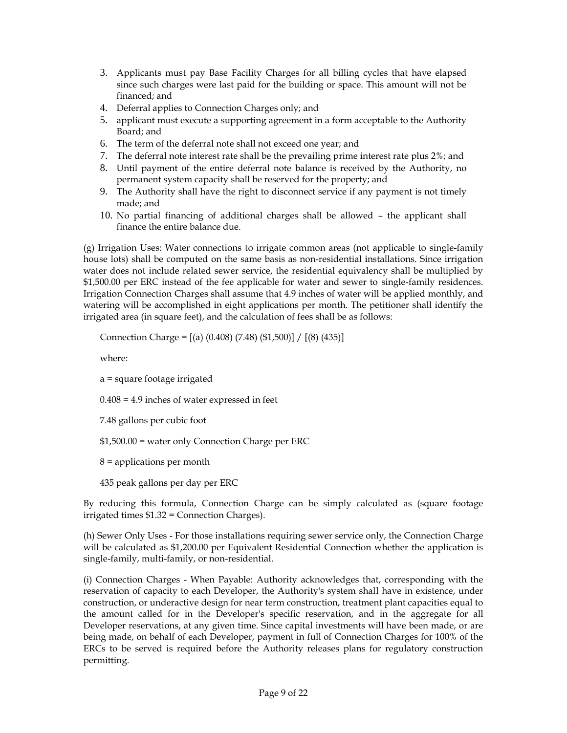3. Applicants must pay Base Facility Charges for all billing cycles that have elapsed since such charges were last paid for the building or space. This amount will not be financed; and
4. Deferral applies to Connection Charges only; and
5. applicant must execute a supporting agreement in a form acceptable to the Authority Board; and
6. The term of the deferral note shall not exceed one year; and
7. The deferral note interest rate shall be the prevailing prime interest rate plus 2%; and
8. Until payment of the entire deferral note balance is received by the Authority, no permanent system capacity shall be reserved for the property; and
9. The Authority shall have the right to disconnect service if any payment is not timely made; and
10. No partial financing of additional charges shall be allowed – the applicant shall finance the entire balance due.

(g) Irrigation Uses: Water connections to irrigate common areas (not applicable to single-family house lots) shall be computed on the same basis as non-residential installations. Since irrigation water does not include related sewer service, the residential equivalency shall be multiplied by $1,500.00 per ERC instead of the fee applicable for water and sewer to single-family residences. Irrigation Connection Charges shall assume that 4.9 inches of water will be applied monthly, and watering will be accomplished in eight applications per month. The petitioner shall identify the irrigated area (in square feet), and the calculation of fees shall be as follows:

Connection Charge = [(a) (0.408) (7.48) ($1,500)] / [(8) (435)]

where:

a = square footage irrigated

0.408 = 4.9 inches of water expressed in feet

7.48 gallons per cubic foot

$1,500.00 = water only Connection Charge per ERC

8 = applications per month

435 peak gallons per day per ERC

By reducing this formula, Connection Charge can be simply calculated as (square footage irrigated times $1.32 = Connection Charges).

(h) Sewer Only Uses - For those installations requiring sewer service only, the Connection Charge will be calculated as $1,200.00 per Equivalent Residential Connection whether the application is single-family, multi-family, or non-residential.

(i) Connection Charges - When Payable: Authority acknowledges that, corresponding with the reservation of capacity to each Developer, the Authority's system shall have in existence, under construction, or underactive design for near term construction, treatment plant capacities equal to the amount called for in the Developer's specific reservation, and in the aggregate for all Developer reservations, at any given time. Since capital investments will have been made, or are being made, on behalf of each Developer, payment in full of Connection Charges for 100% of the ERCs to be served is required before the Authority releases plans for regulatory construction permitting.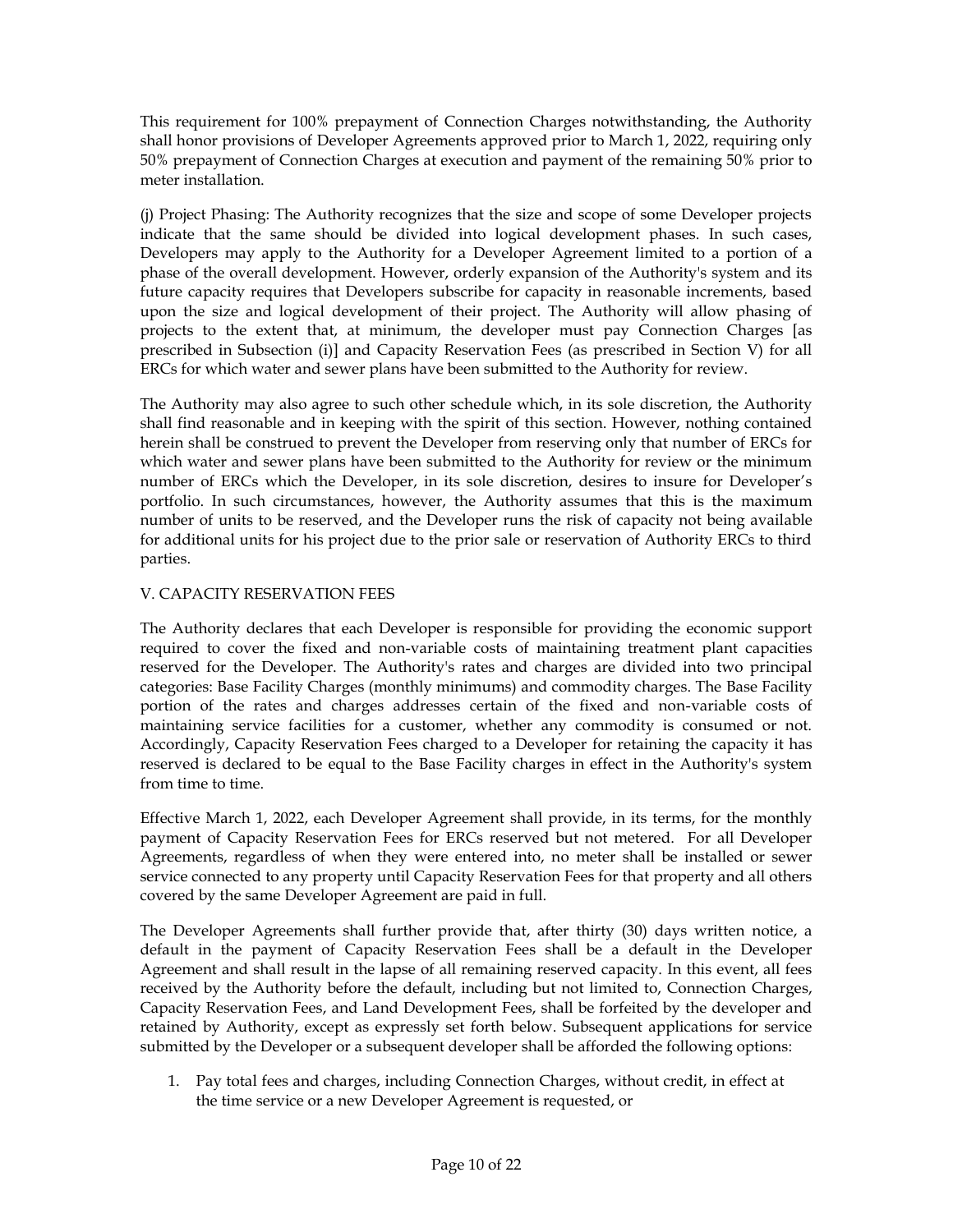This requirement for 100% prepayment of Connection Charges notwithstanding, the Authority shall honor provisions of Developer Agreements approved prior to March 1, 2022, requiring only 50% prepayment of Connection Charges at execution and payment of the remaining 50% prior to meter installation.

(j) Project Phasing: The Authority recognizes that the size and scope of some Developer projects indicate that the same should be divided into logical development phases. In such cases, Developers may apply to the Authority for a Developer Agreement limited to a portion of a phase of the overall development. However, orderly expansion of the Authority's system and its future capacity requires that Developers subscribe for capacity in reasonable increments, based upon the size and logical development of their project. The Authority will allow phasing of projects to the extent that, at minimum, the developer must pay Connection Charges [as prescribed in Subsection (i)] and Capacity Reservation Fees (as prescribed in Section V) for all ERCs for which water and sewer plans have been submitted to the Authority for review.

The Authority may also agree to such other schedule which, in its sole discretion, the Authority shall find reasonable and in keeping with the spirit of this section. However, nothing contained herein shall be construed to prevent the Developer from reserving only that number of ERCs for which water and sewer plans have been submitted to the Authority for review or the minimum number of ERCs which the Developer, in its sole discretion, desires to insure for Developer's portfolio. In such circumstances, however, the Authority assumes that this is the maximum number of units to be reserved, and the Developer runs the risk of capacity not being available for additional units for his project due to the prior sale or reservation of Authority ERCs to third parties.

## V. CAPACITY RESERVATION FEES

The Authority declares that each Developer is responsible for providing the economic support required to cover the fixed and non-variable costs of maintaining treatment plant capacities reserved for the Developer. The Authority's rates and charges are divided into two principal categories: Base Facility Charges (monthly minimums) and commodity charges. The Base Facility portion of the rates and charges addresses certain of the fixed and non-variable costs of maintaining service facilities for a customer, whether any commodity is consumed or not. Accordingly, Capacity Reservation Fees charged to a Developer for retaining the capacity it has reserved is declared to be equal to the Base Facility charges in effect in the Authority's system from time to time.

Effective March 1, 2022, each Developer Agreement shall provide, in its terms, for the monthly payment of Capacity Reservation Fees for ERCs reserved but not metered. For all Developer Agreements, regardless of when they were entered into, no meter shall be installed or sewer service connected to any property until Capacity Reservation Fees for that property and all others covered by the same Developer Agreement are paid in full.

The Developer Agreements shall further provide that, after thirty (30) days written notice, a default in the payment of Capacity Reservation Fees shall be a default in the Developer Agreement and shall result in the lapse of all remaining reserved capacity. In this event, all fees received by the Authority before the default, including but not limited to, Connection Charges, Capacity Reservation Fees, and Land Development Fees, shall be forfeited by the developer and retained by Authority, except as expressly set forth below. Subsequent applications for service submitted by the Developer or a subsequent developer shall be afforded the following options:

1. Pay total fees and charges, including Connection Charges, without credit, in effect at the time service or a new Developer Agreement is requested, or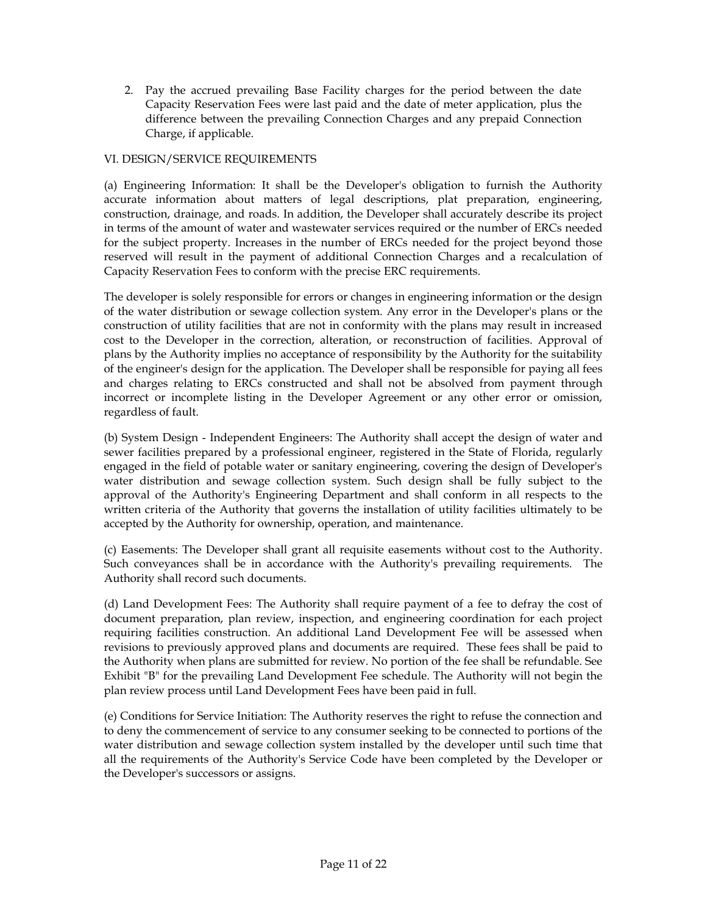2. Pay the accrued prevailing Base Facility charges for the period between the date Capacity Reservation Fees were last paid and the date of meter application, plus the difference between the prevailing Connection Charges and any prepaid Connection Charge, if applicable.

## VI. DESIGN/SERVICE REQUIREMENTS

(a) Engineering Information: It shall be the Developer's obligation to furnish the Authority accurate information about matters of legal descriptions, plat preparation, engineering, construction, drainage, and roads. In addition, the Developer shall accurately describe its project in terms of the amount of water and wastewater services required or the number of ERCs needed for the subject property. Increases in the number of ERCs needed for the project beyond those reserved will result in the payment of additional Connection Charges and a recalculation of Capacity Reservation Fees to conform with the precise ERC requirements.

The developer is solely responsible for errors or changes in engineering information or the design of the water distribution or sewage collection system. Any error in the Developer's plans or the construction of utility facilities that are not in conformity with the plans may result in increased cost to the Developer in the correction, alteration, or reconstruction of facilities. Approval of plans by the Authority implies no acceptance of responsibility by the Authority for the suitability of the engineer's design for the application. The Developer shall be responsible for paying all fees and charges relating to ERCs constructed and shall not be absolved from payment through incorrect or incomplete listing in the Developer Agreement or any other error or omission, regardless of fault.

(b) System Design - Independent Engineers: The Authority shall accept the design of water and sewer facilities prepared by a professional engineer, registered in the State of Florida, regularly engaged in the field of potable water or sanitary engineering, covering the design of Developer's water distribution and sewage collection system. Such design shall be fully subject to the approval of the Authority's Engineering Department and shall conform in all respects to the written criteria of the Authority that governs the installation of utility facilities ultimately to be accepted by the Authority for ownership, operation, and maintenance.

(c) Easements: The Developer shall grant all requisite easements without cost to the Authority. Such conveyances shall be in accordance with the Authority's prevailing requirements. The Authority shall record such documents.

(d) Land Development Fees: The Authority shall require payment of a fee to defray the cost of document preparation, plan review, inspection, and engineering coordination for each project requiring facilities construction. An additional Land Development Fee will be assessed when revisions to previously approved plans and documents are required. These fees shall be paid to the Authority when plans are submitted for review. No portion of the fee shall be refundable. See Exhibit "B" for the prevailing Land Development Fee schedule. The Authority will not begin the plan review process until Land Development Fees have been paid in full.

(e) Conditions for Service Initiation: The Authority reserves the right to refuse the connection and to deny the commencement of service to any consumer seeking to be connected to portions of the water distribution and sewage collection system installed by the developer until such time that all the requirements of the Authority's Service Code have been completed by the Developer or the Developer's successors or assigns.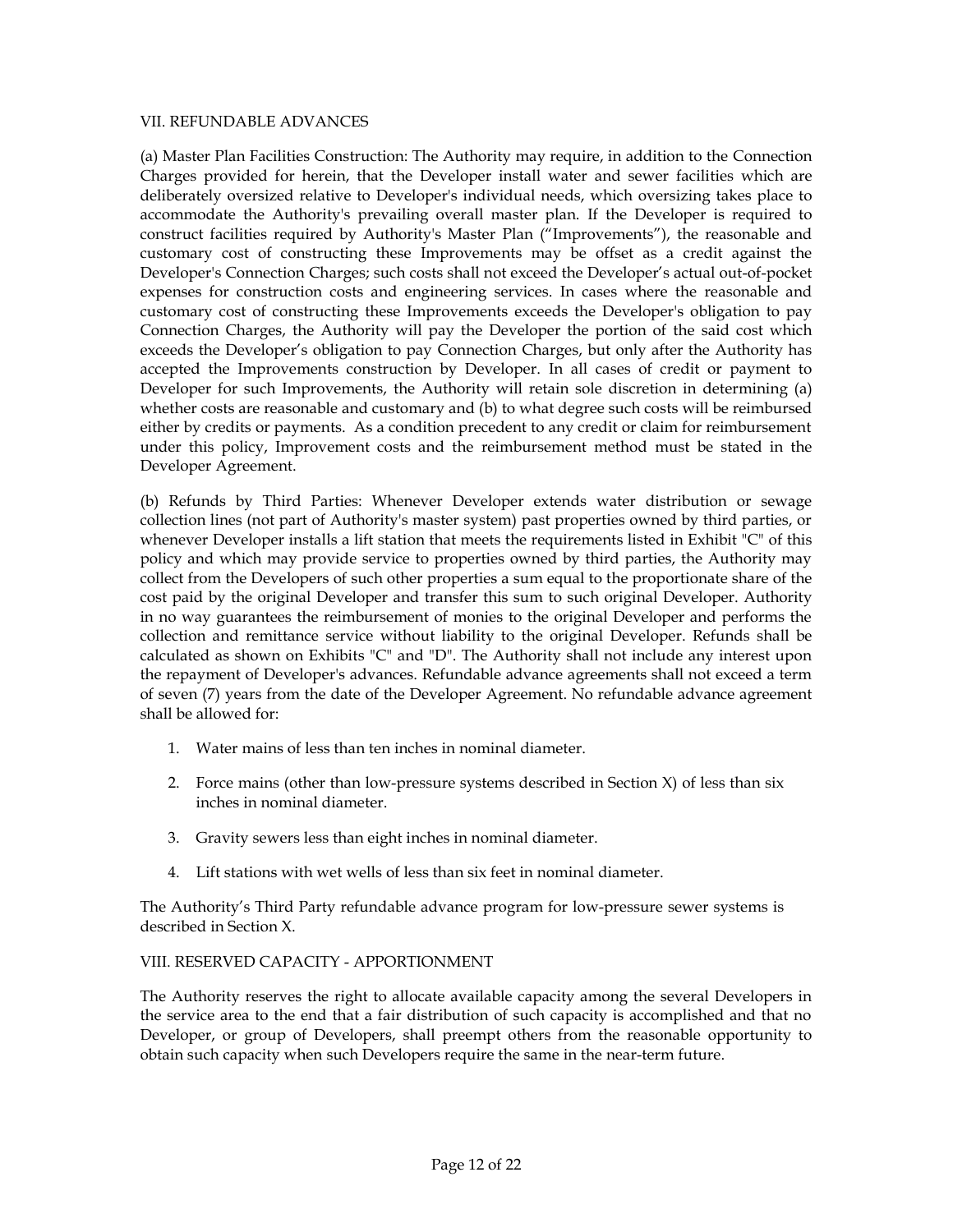## VII. REFUNDABLE ADVANCES

(a) Master Plan Facilities Construction: The Authority may require, in addition to the Connection Charges provided for herein, that the Developer install water and sewer facilities which are deliberately oversized relative to Developer's individual needs, which oversizing takes place to accommodate the Authority's prevailing overall master plan. If the Developer is required to construct facilities required by Authority's Master Plan ("Improvements"), the reasonable and customary cost of constructing these Improvements may be offset as a credit against the Developer's Connection Charges; such costs shall not exceed the Developer's actual out-of-pocket expenses for construction costs and engineering services. In cases where the reasonable and customary cost of constructing these Improvements exceeds the Developer's obligation to pay Connection Charges, the Authority will pay the Developer the portion of the said cost which exceeds the Developer's obligation to pay Connection Charges, but only after the Authority has accepted the Improvements construction by Developer. In all cases of credit or payment to Developer for such Improvements, the Authority will retain sole discretion in determining (a) whether costs are reasonable and customary and (b) to what degree such costs will be reimbursed either by credits or payments. As a condition precedent to any credit or claim for reimbursement under this policy, Improvement costs and the reimbursement method must be stated in the Developer Agreement.

(b) Refunds by Third Parties: Whenever Developer extends water distribution or sewage collection lines (not part of Authority's master system) past properties owned by third parties, or whenever Developer installs a lift station that meets the requirements listed in Exhibit "C" of this policy and which may provide service to properties owned by third parties, the Authority may collect from the Developers of such other properties a sum equal to the proportionate share of the cost paid by the original Developer and transfer this sum to such original Developer. Authority in no way guarantees the reimbursement of monies to the original Developer and performs the collection and remittance service without liability to the original Developer. Refunds shall be calculated as shown on Exhibits "C" and "D". The Authority shall not include any interest upon the repayment of Developer's advances. Refundable advance agreements shall not exceed a term of seven (7) years from the date of the Developer Agreement. No refundable advance agreement shall be allowed for:

1. Water mains of less than ten inches in nominal diameter.
2. Force mains (other than low-pressure systems described in Section X) of less than six inches in nominal diameter.
3. Gravity sewers less than eight inches in nominal diameter.
4. Lift stations with wet wells of less than six feet in nominal diameter.

The Authority's Third Party refundable advance program for low-pressure sewer systems is described in Section X.

## VIII. RESERVED CAPACITY - APPORTIONMENT

The Authority reserves the right to allocate available capacity among the several Developers in the service area to the end that a fair distribution of such capacity is accomplished and that no Developer, or group of Developers, shall preempt others from the reasonable opportunity to obtain such capacity when such Developers require the same in the near-term future.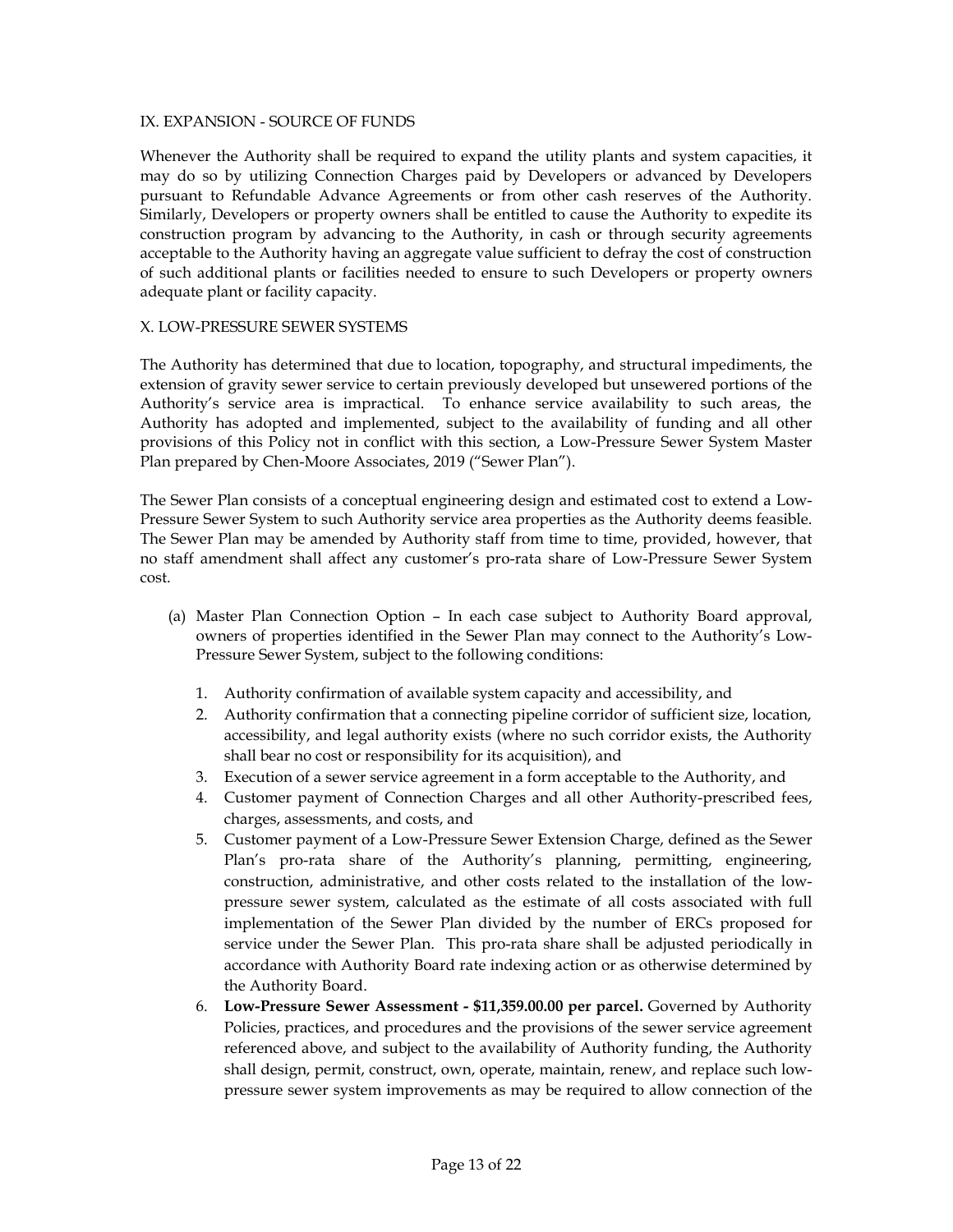## IX. EXPANSION - SOURCE OF FUNDS

Whenever the Authority shall be required to expand the utility plants and system capacities, it may do so by utilizing Connection Charges paid by Developers or advanced by Developers pursuant to Refundable Advance Agreements or from other cash reserves of the Authority. Similarly, Developers or property owners shall be entitled to cause the Authority to expedite its construction program by advancing to the Authority, in cash or through security agreements acceptable to the Authority having an aggregate value sufficient to defray the cost of construction of such additional plants or facilities needed to ensure to such Developers or property owners adequate plant or facility capacity.

## X. LOW-PRESSURE SEWER SYSTEMS

The Authority has determined that due to location, topography, and structural impediments, the extension of gravity sewer service to certain previously developed but unsewered portions of the Authority's service area is impractical. To enhance service availability to such areas, the Authority has adopted and implemented, subject to the availability of funding and all other provisions of this Policy not in conflict with this section, a Low-Pressure Sewer System Master Plan prepared by Chen-Moore Associates, 2019 ("Sewer Plan").

The Sewer Plan consists of a conceptual engineering design and estimated cost to extend a Low-Pressure Sewer System to such Authority service area properties as the Authority deems feasible. The Sewer Plan may be amended by Authority staff from time to time, provided, however, that no staff amendment shall affect any customer's pro-rata share of Low-Pressure Sewer System cost.

(a) Master Plan Connection Option – In each case subject to Authority Board approval, owners of properties identified in the Sewer Plan may connect to the Authority's Low-Pressure Sewer System, subject to the following conditions:

1. Authority confirmation of available system capacity and accessibility, and
2. Authority confirmation that a connecting pipeline corridor of sufficient size, location, accessibility, and legal authority exists (where no such corridor exists, the Authority shall bear no cost or responsibility for its acquisition), and
3. Execution of a sewer service agreement in a form acceptable to the Authority, and
4. Customer payment of Connection Charges and all other Authority-prescribed fees, charges, assessments, and costs, and
5. Customer payment of a Low-Pressure Sewer Extension Charge, defined as the Sewer Plan's pro-rata share of the Authority's planning, permitting, engineering, construction, administrative, and other costs related to the installation of the low-pressure sewer system, calculated as the estimate of all costs associated with full implementation of the Sewer Plan divided by the number of ERCs proposed for service under the Sewer Plan. This pro-rata share shall be adjusted periodically in accordance with Authority Board rate indexing action or as otherwise determined by the Authority Board.
6. **Low-Pressure Sewer Assessment - $11,359.00.00 per parcel.** Governed by Authority Policies, practices, and procedures and the provisions of the sewer service agreement referenced above, and subject to the availability of Authority funding, the Authority shall design, permit, construct, own, operate, maintain, renew, and replace such low-pressure sewer system improvements as may be required to allow connection of the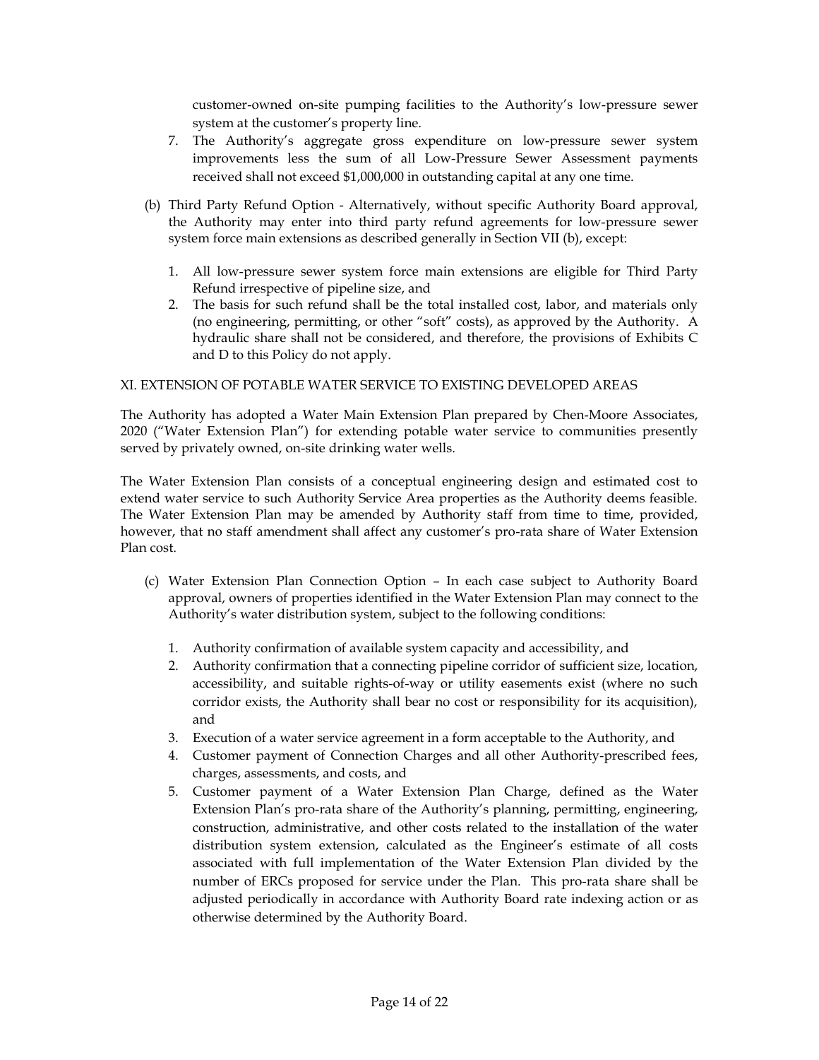customer-owned on-site pumping facilities to the Authority's low-pressure sewer system at the customer's property line.

7. The Authority's aggregate gross expenditure on low-pressure sewer system improvements less the sum of all Low-Pressure Sewer Assessment payments received shall not exceed $1,000,000 in outstanding capital at any one time.

(b) Third Party Refund Option - Alternatively, without specific Authority Board approval, the Authority may enter into third party refund agreements for low-pressure sewer system force main extensions as described generally in Section VII (b), except:

1. All low-pressure sewer system force main extensions are eligible for Third Party Refund irrespective of pipeline size, and
2. The basis for such refund shall be the total installed cost, labor, and materials only (no engineering, permitting, or other "soft" costs), as approved by the Authority. A hydraulic share shall not be considered, and therefore, the provisions of Exhibits C and D to this Policy do not apply.

## XI. EXTENSION OF POTABLE WATER SERVICE TO EXISTING DEVELOPED AREAS

The Authority has adopted a Water Main Extension Plan prepared by Chen-Moore Associates, 2020 ("Water Extension Plan") for extending potable water service to communities presently served by privately owned, on-site drinking water wells.

The Water Extension Plan consists of a conceptual engineering design and estimated cost to extend water service to such Authority Service Area properties as the Authority deems feasible. The Water Extension Plan may be amended by Authority staff from time to time, provided, however, that no staff amendment shall affect any customer's pro-rata share of Water Extension Plan cost.

(c) Water Extension Plan Connection Option – In each case subject to Authority Board approval, owners of properties identified in the Water Extension Plan may connect to the Authority's water distribution system, subject to the following conditions:

1. Authority confirmation of available system capacity and accessibility, and
2. Authority confirmation that a connecting pipeline corridor of sufficient size, location, accessibility, and suitable rights-of-way or utility easements exist (where no such corridor exists, the Authority shall bear no cost or responsibility for its acquisition), and
3. Execution of a water service agreement in a form acceptable to the Authority, and
4. Customer payment of Connection Charges and all other Authority-prescribed fees, charges, assessments, and costs, and
5. Customer payment of a Water Extension Plan Charge, defined as the Water Extension Plan's pro-rata share of the Authority's planning, permitting, engineering, construction, administrative, and other costs related to the installation of the water distribution system extension, calculated as the Engineer's estimate of all costs associated with full implementation of the Water Extension Plan divided by the number of ERCs proposed for service under the Plan. This pro-rata share shall be adjusted periodically in accordance with Authority Board rate indexing action or as otherwise determined by the Authority Board.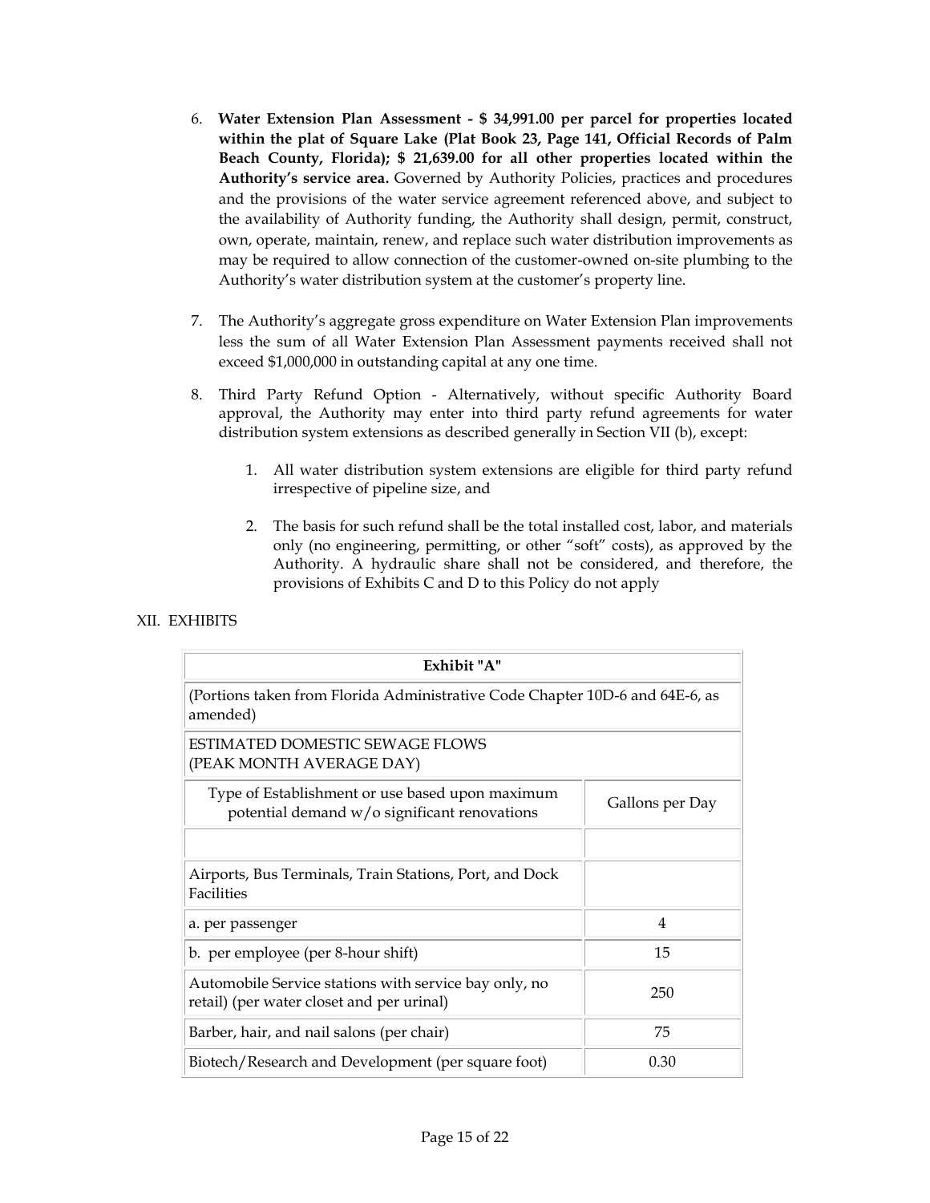6. **Water Extension Plan Assessment - $ 34,991.00 per parcel for properties located within the plat of Square Lake (Plat Book 23, Page 141, Official Records of Palm Beach County, Florida); $ 21,639.00 for all other properties located within the Authority's service area.** Governed by Authority Policies, practices and procedures and the provisions of the water service agreement referenced above, and subject to the availability of Authority funding, the Authority shall design, permit, construct, own, operate, maintain, renew, and replace such water distribution improvements as may be required to allow connection of the customer-owned on-site plumbing to the Authority's water distribution system at the customer's property line.

7. The Authority's aggregate gross expenditure on Water Extension Plan improvements less the sum of all Water Extension Plan Assessment payments received shall not exceed $1,000,000 in outstanding capital at any one time.

8. Third Party Refund Option - Alternatively, without specific Authority Board approval, the Authority may enter into third party refund agreements for water distribution system extensions as described generally in Section VII (b), except:

    1. All water distribution system extensions are eligible for third party refund irrespective of pipeline size, and

    2. The basis for such refund shall be the total installed cost, labor, and materials only (no engineering, permitting, or other "soft" costs), as approved by the Authority. A hydraulic share shall not be considered, and therefore, the provisions of Exhibits C and D to this Policy do not apply

XII. EXHIBITS

| Exhibit "A" | |
|---|---|
| (Portions taken from Florida Administrative Code Chapter 10D-6 and 64E-6, as amended) | |
| ESTIMATED DOMESTIC SEWAGE FLOWS (PEAK MONTH AVERAGE DAY) | |
| Type of Establishment or use based upon maximum potential demand w/o significant renovations | Gallons per Day |
| | |
| Airports, Bus Terminals, Train Stations, Port, and Dock Facilities | |
| a. per passenger | 4 |
| b. per employee (per 8-hour shift) | 15 |
| Automobile Service stations with service bay only, no retail) (per water closet and per urinal) | 250 |
| Barber, hair, and nail salons (per chair) | 75 |
| Biotech/Research and Development (per square foot) | 0.30 |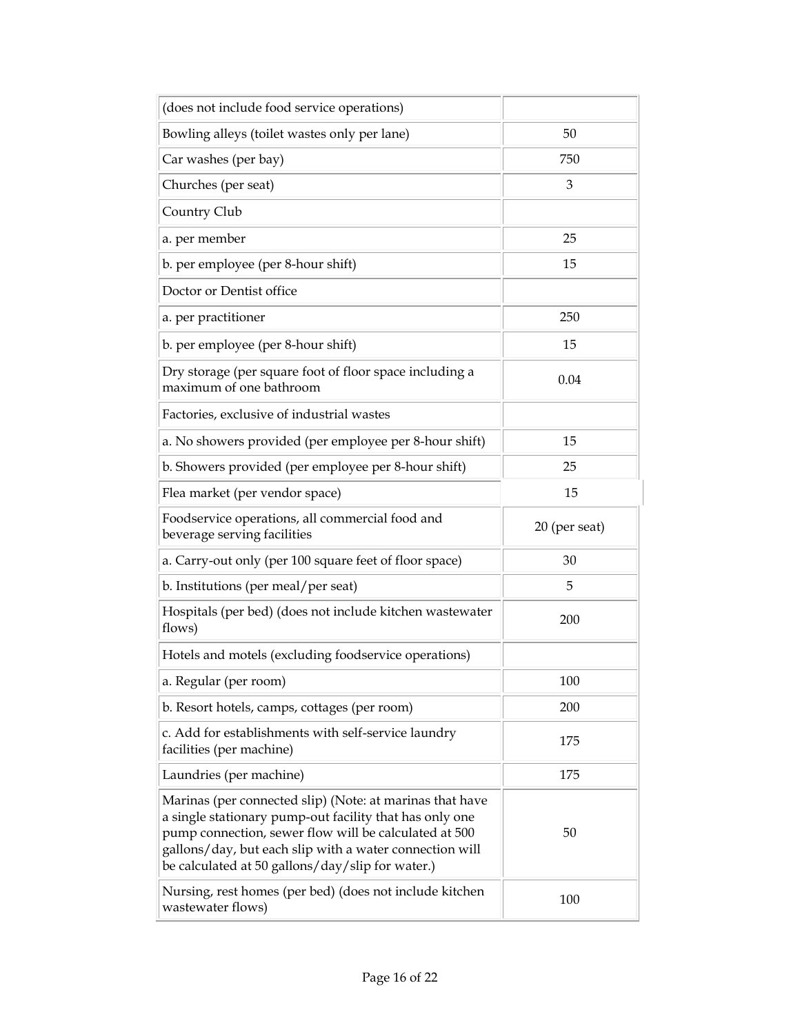| | |
|---|---|
| (does not include food service operations) | |
| Bowling alleys (toilet wastes only per lane) | 50 |
| Car washes (per bay) | 750 |
| Churches (per seat) | 3 |
| Country Club | |
| a. per member | 25 |
| b. per employee (per 8-hour shift) | 15 |
| Doctor or Dentist office | |
| a. per practitioner | 250 |
| b. per employee (per 8-hour shift) | 15 |
| Dry storage (per square foot of floor space including a maximum of one bathroom | 0.04 |
| Factories, exclusive of industrial wastes | |
| a. No showers provided (per employee per 8-hour shift) | 15 |
| b. Showers provided (per employee per 8-hour shift) | 25 |
| Flea market (per vendor space) | 15 |
| Foodservice operations, all commercial food and beverage serving facilities | 20 (per seat) |
| a. Carry-out only (per 100 square feet of floor space) | 30 |
| b. Institutions (per meal/per seat) | 5 |
| Hospitals (per bed) (does not include kitchen wastewater flows) | 200 |
| Hotels and motels (excluding foodservice operations) | |
| a. Regular (per room) | 100 |
| b. Resort hotels, camps, cottages (per room) | 200 |
| c. Add for establishments with self-service laundry facilities (per machine) | 175 |
| Laundries (per machine) | 175 |
| Marinas (per connected slip) (Note: at marinas that have a single stationary pump-out facility that has only one pump connection, sewer flow will be calculated at 500 gallons/day, but each slip with a water connection will be calculated at 50 gallons/day/slip for water.) | 50 |
| Nursing, rest homes (per bed) (does not include kitchen wastewater flows) | 100 |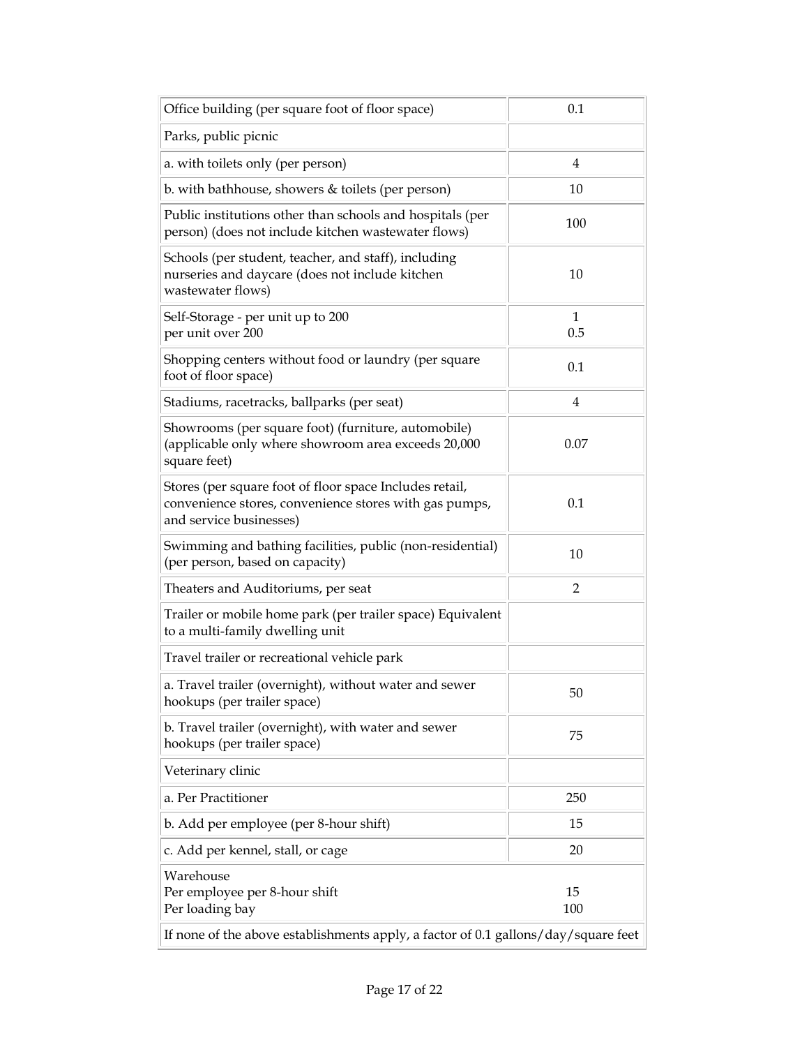| | |
|---|---|
| Office building (per square foot of floor space) | 0.1 |
| Parks, public picnic | |
| a. with toilets only (per person) | 4 |
| b. with bathhouse, showers & toilets (per person) | 10 |
| Public institutions other than schools and hospitals (per person) (does not include kitchen wastewater flows) | 100 |
| Schools (per student, teacher, and staff), including nurseries and daycare (does not include kitchen wastewater flows) | 10 |
| Self-Storage - per unit up to 200<br>per unit over 200 | 1<br>0.5 |
| Shopping centers without food or laundry (per square foot of floor space) | 0.1 |
| Stadiums, racetracks, ballparks (per seat) | 4 |
| Showrooms (per square foot) (furniture, automobile) (applicable only where showroom area exceeds 20,000 square feet) | 0.07 |
| Stores (per square foot of floor space Includes retail, convenience stores, convenience stores with gas pumps, and service businesses) | 0.1 |
| Swimming and bathing facilities, public (non-residential) (per person, based on capacity) | 10 |
| Theaters and Auditoriums, per seat | 2 |
| Trailer or mobile home park (per trailer space) Equivalent to a multi-family dwelling unit | |
| Travel trailer or recreational vehicle park | |
| a. Travel trailer (overnight), without water and sewer hookups (per trailer space) | 50 |
| b. Travel trailer (overnight), with water and sewer hookups (per trailer space) | 75 |
| Veterinary clinic | |
| a. Per Practitioner | 250 |
| b. Add per employee (per 8-hour shift) | 15 |
| c. Add per kennel, stall, or cage | 20 |
| Warehouse<br>Per employee per 8-hour shift<br>Per loading bay | <br>15<br>100 |
| If none of the above establishments apply, a factor of 0.1 gallons/day/square feet | |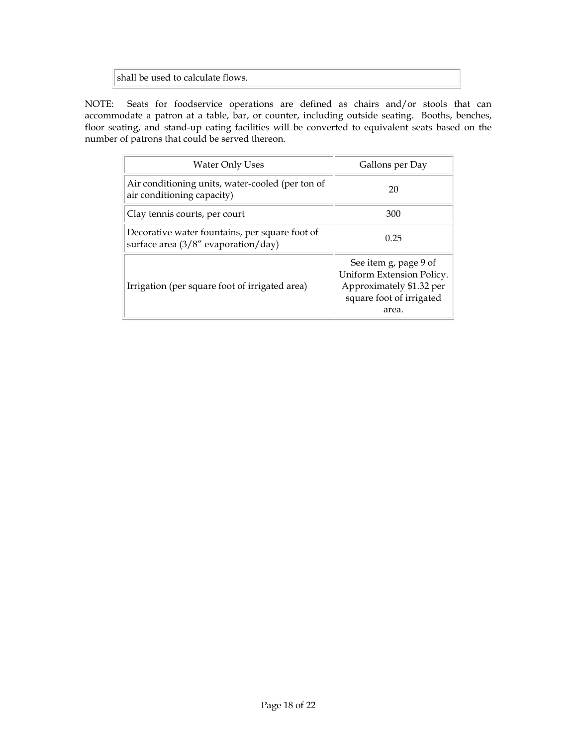| shall be used to calculate flows. |
|---|

NOTE: Seats for foodservice operations are defined as chairs and/or stools that can accommodate a patron at a table, bar, or counter, including outside seating. Booths, benches, floor seating, and stand-up eating facilities will be converted to equivalent seats based on the number of patrons that could be served thereon.

| Water Only Uses | Gallons per Day |
|---|---|
| Air conditioning units, water-cooled (per ton of air conditioning capacity) | 20 |
| Clay tennis courts, per court | 300 |
| Decorative water fountains, per square foot of surface area (3/8" evaporation/day) | 0.25 |
| Irrigation (per square foot of irrigated area) | See item g, page 9 of Uniform Extension Policy. Approximately $1.32 per square foot of irrigated area. |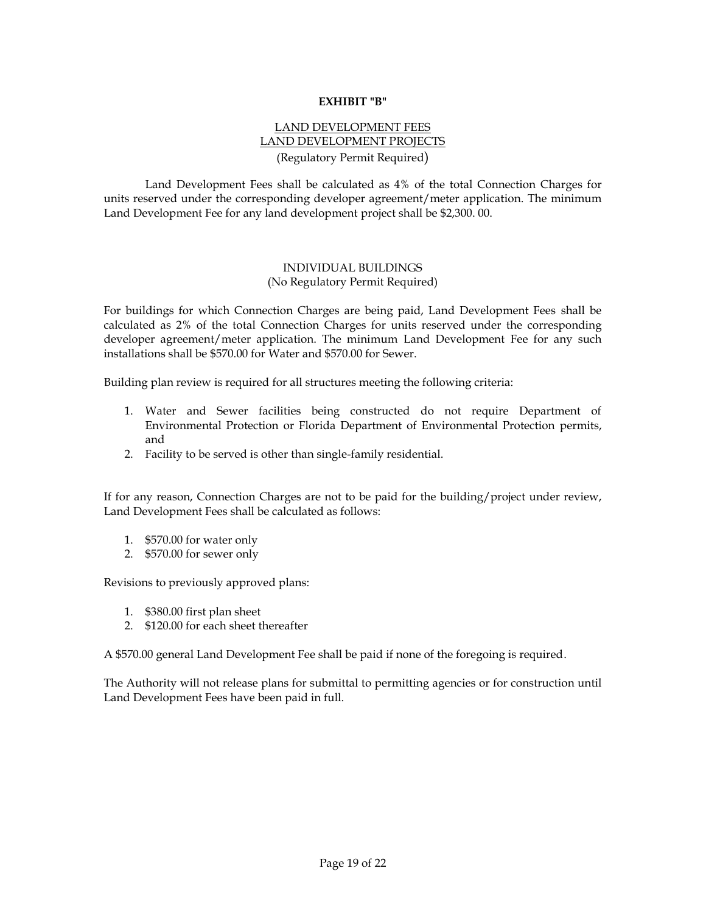**EXHIBIT "B"**

LAND DEVELOPMENT FEES
LAND DEVELOPMENT PROJECTS
(Regulatory Permit Required)

Land Development Fees shall be calculated as 4% of the total Connection Charges for units reserved under the corresponding developer agreement/meter application. The minimum Land Development Fee for any land development project shall be $2,300. 00.

INDIVIDUAL BUILDINGS
(No Regulatory Permit Required)

For buildings for which Connection Charges are being paid, Land Development Fees shall be calculated as 2% of the total Connection Charges for units reserved under the corresponding developer agreement/meter application. The minimum Land Development Fee for any such installations shall be $570.00 for Water and $570.00 for Sewer.

Building plan review is required for all structures meeting the following criteria:

1. Water and Sewer facilities being constructed do not require Department of Environmental Protection or Florida Department of Environmental Protection permits, and
2. Facility to be served is other than single-family residential.

If for any reason, Connection Charges are not to be paid for the building/project under review, Land Development Fees shall be calculated as follows:

1. $570.00 for water only
2. $570.00 for sewer only

Revisions to previously approved plans:

1. $380.00 first plan sheet
2. $120.00 for each sheet thereafter

A $570.00 general Land Development Fee shall be paid if none of the foregoing is required.

The Authority will not release plans for submittal to permitting agencies or for construction until Land Development Fees have been paid in full.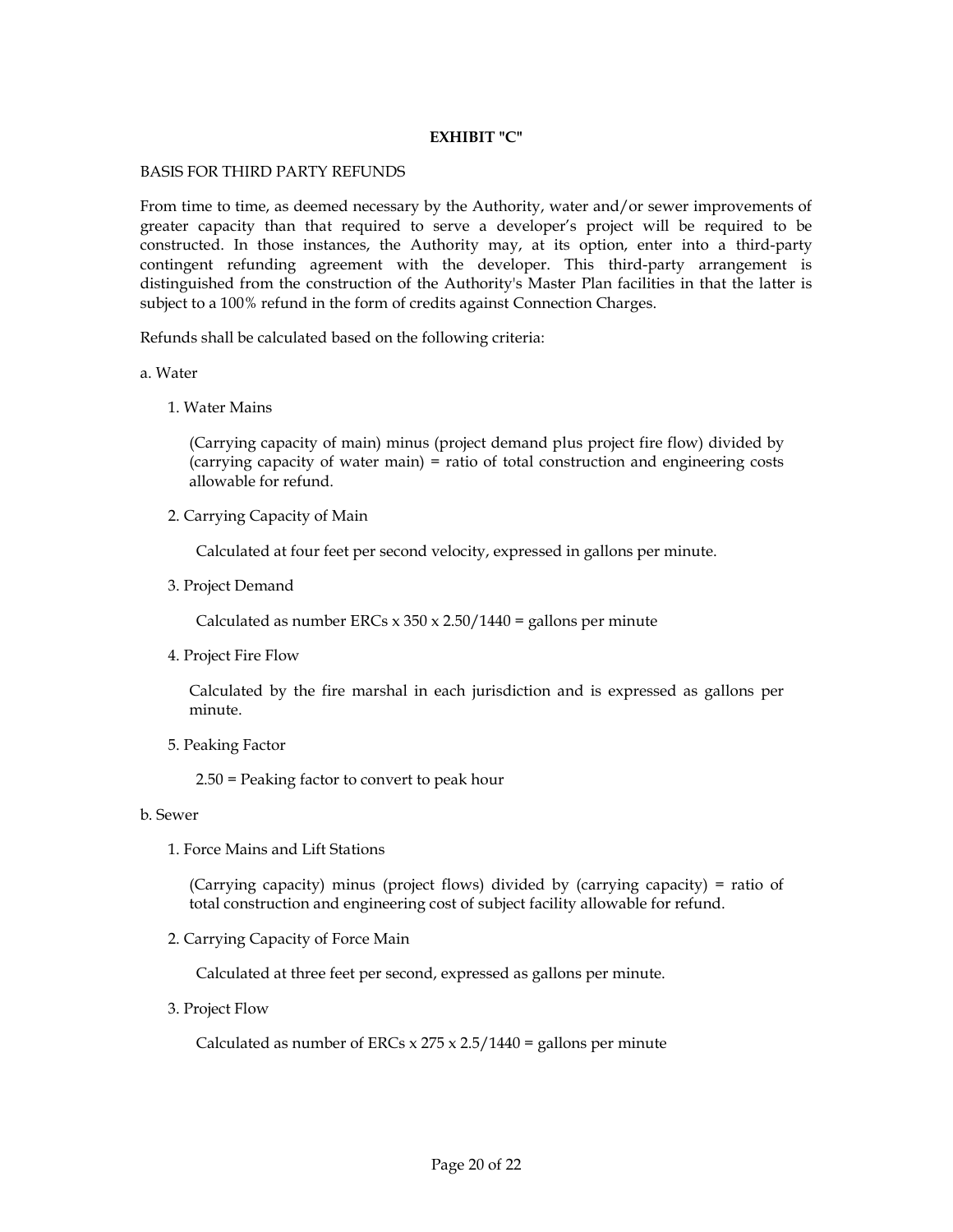**EXHIBIT "C"**

BASIS FOR THIRD PARTY REFUNDS

From time to time, as deemed necessary by the Authority, water and/or sewer improvements of greater capacity than that required to serve a developer's project will be required to be constructed. In those instances, the Authority may, at its option, enter into a third-party contingent refunding agreement with the developer. This third-party arrangement is distinguished from the construction of the Authority's Master Plan facilities in that the latter is subject to a 100% refund in the form of credits against Connection Charges.

Refunds shall be calculated based on the following criteria:

a. Water

1. Water Mains

   (Carrying capacity of main) minus (project demand plus project fire flow) divided by (carrying capacity of water main) = ratio of total construction and engineering costs allowable for refund.

2. Carrying Capacity of Main

   Calculated at four feet per second velocity, expressed in gallons per minute.

3. Project Demand

   Calculated as number ERCs x 350 x 2.50/1440 = gallons per minute

4. Project Fire Flow

   Calculated by the fire marshal in each jurisdiction and is expressed as gallons per minute.

5. Peaking Factor

   2.50 = Peaking factor to convert to peak hour

b. Sewer

1. Force Mains and Lift Stations

   (Carrying capacity) minus (project flows) divided by (carrying capacity) = ratio of total construction and engineering cost of subject facility allowable for refund.

2. Carrying Capacity of Force Main

   Calculated at three feet per second, expressed as gallons per minute.

3. Project Flow

   Calculated as number of ERCs x 275 x 2.5/1440 = gallons per minute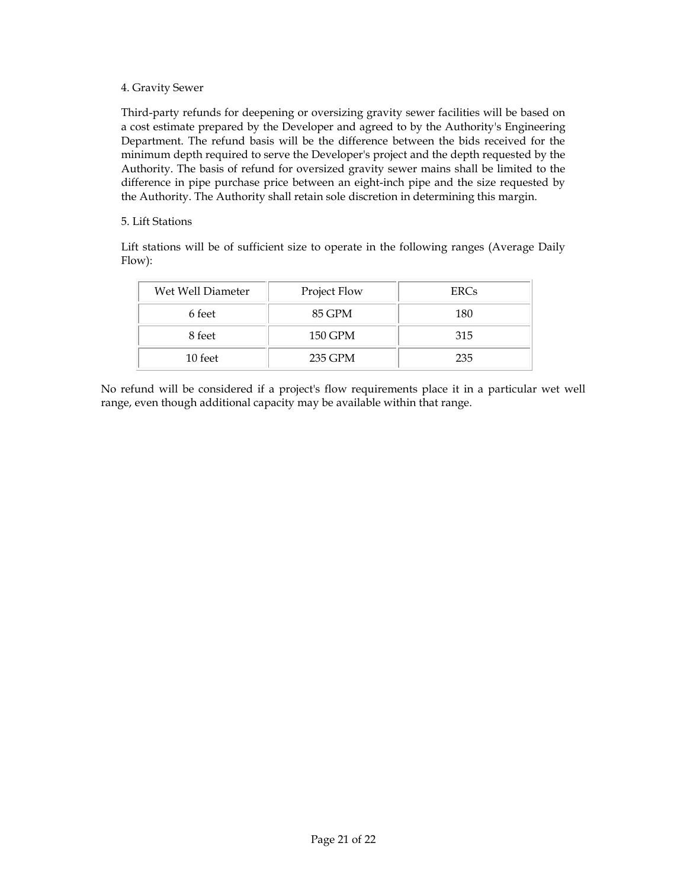4. Gravity Sewer

Third-party refunds for deepening or oversizing gravity sewer facilities will be based on a cost estimate prepared by the Developer and agreed to by the Authority's Engineering Department. The refund basis will be the difference between the bids received for the minimum depth required to serve the Developer's project and the depth requested by the Authority. The basis of refund for oversized gravity sewer mains shall be limited to the difference in pipe purchase price between an eight-inch pipe and the size requested by the Authority. The Authority shall retain sole discretion in determining this margin.

5. Lift Stations

Lift stations will be of sufficient size to operate in the following ranges (Average Daily Flow):

| Wet Well Diameter | Project Flow | ERCs |
|---|---|---|
| 6 feet | 85 GPM | 180 |
| 8 feet | 150 GPM | 315 |
| 10 feet | 235 GPM | 235 |

No refund will be considered if a project's flow requirements place it in a particular wet well range, even though additional capacity may be available within that range.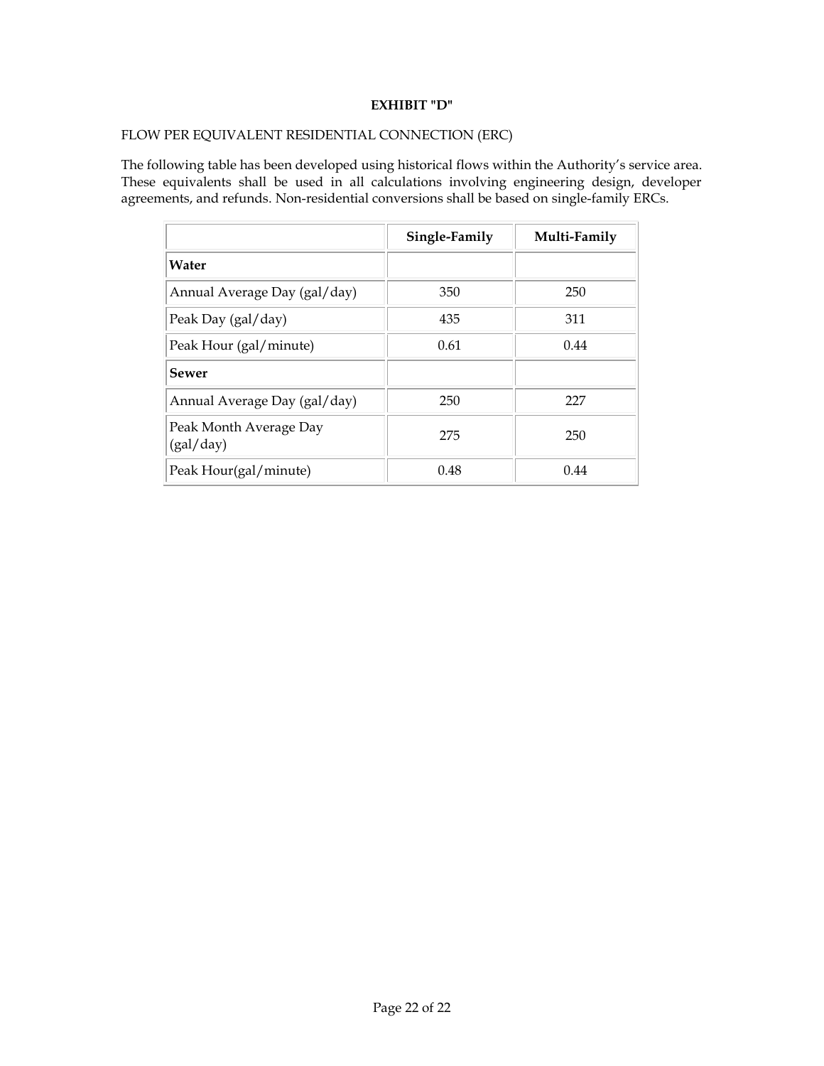**EXHIBIT "D"**

FLOW PER EQUIVALENT RESIDENTIAL CONNECTION (ERC)

The following table has been developed using historical flows within the Authority's service area. These equivalents shall be used in all calculations involving engineering design, developer agreements, and refunds. Non-residential conversions shall be based on single-family ERCs.

| | Single-Family | Multi-Family |
|---|---|---|
| **Water** | | |
| Annual Average Day (gal/day) | 350 | 250 |
| Peak Day (gal/day) | 435 | 311 |
| Peak Hour (gal/minute) | 0.61 | 0.44 |
| **Sewer** | | |
| Annual Average Day (gal/day) | 250 | 227 |
| Peak Month Average Day (gal/day) | 275 | 250 |
| Peak Hour(gal/minute) | 0.48 | 0.44 |